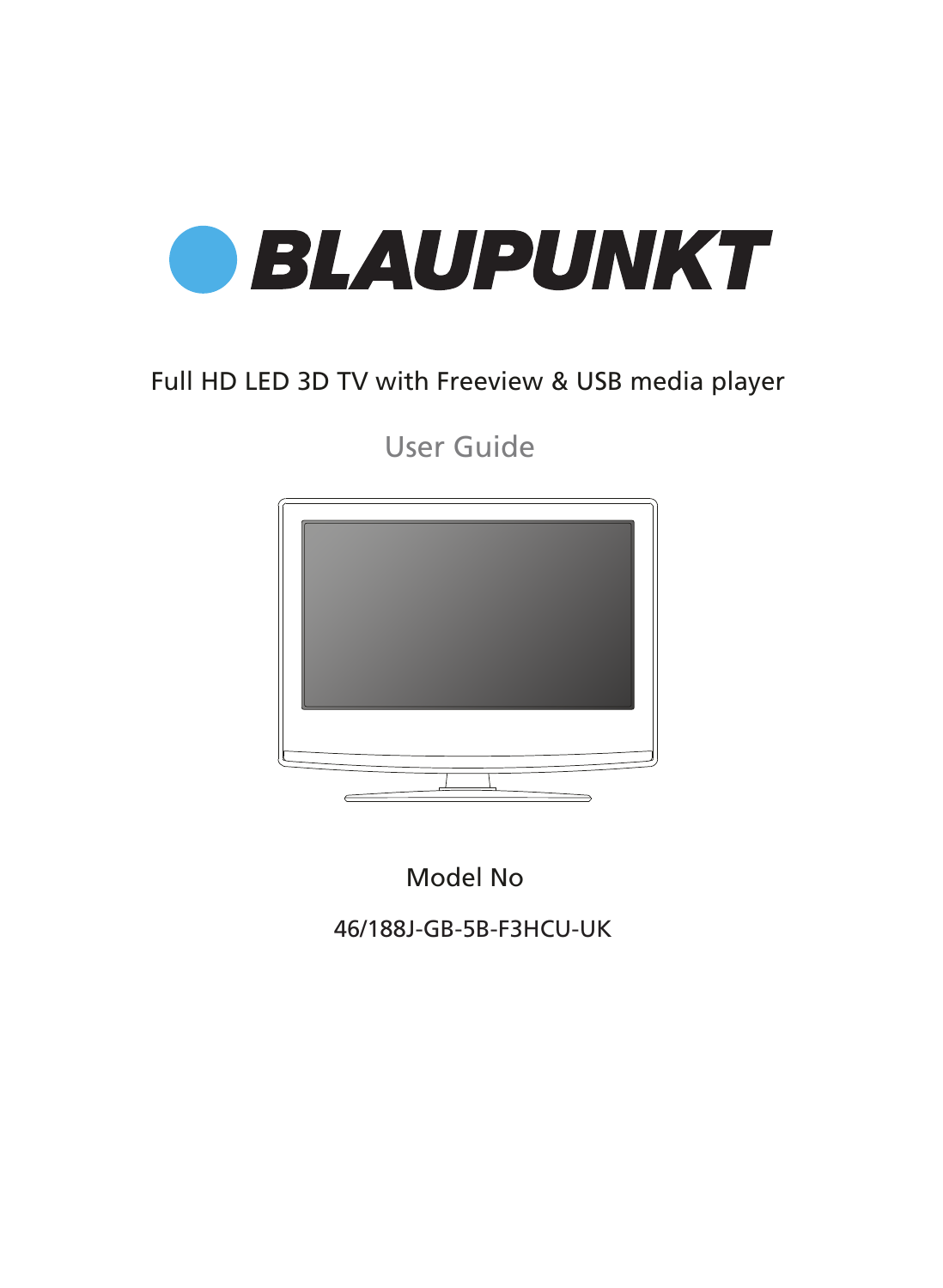# BLAUPUNKT

Full HD LED 3D TV with Freeview & USB media player

## User Guide

Model No

46/188J-GB-5B-F3HCU-UK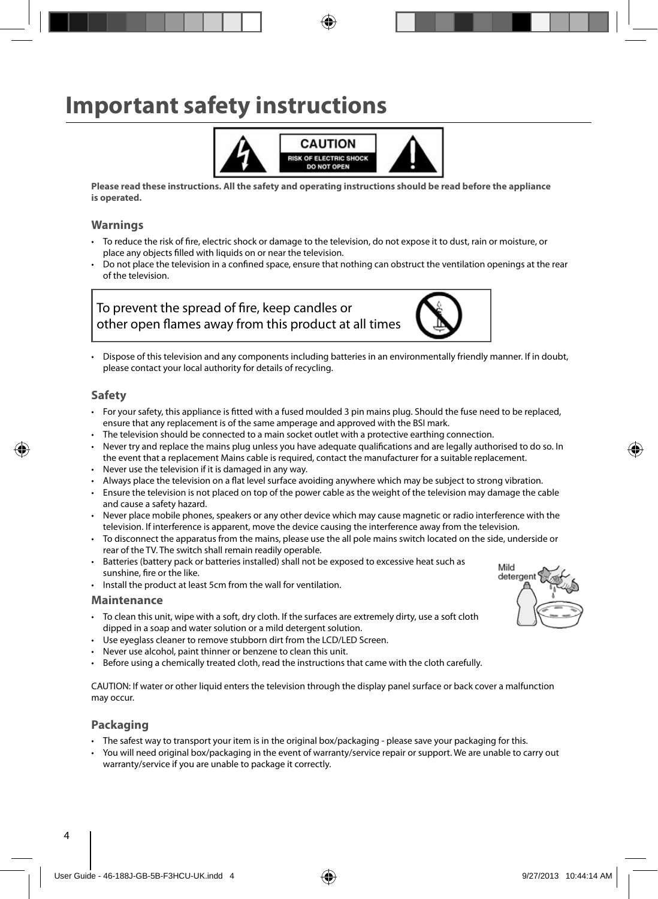# Important safety instructions

CAUTION
RISK OF ELECTRIC SHOCK
DO NOT OPEN

**Please read these instructions. All the safety and operating instructions should be read before the appliance is operated.**

## Warnings

- To reduce the risk of fire, electric shock or damage to the television, do not expose it to dust, rain or moisture, or place any objects filled with liquids on or near the television.
- Do not place the television in a confined space, ensure that nothing can obstruct the ventilation openings at the rear of the television.

To prevent the spread of fire, keep candles or other open flames away from this product at all times

- Dispose of this television and any components including batteries in an environmentally friendly manner. If in doubt, please contact your local authority for details of recycling.

## Safety

- For your safety, this appliance is fitted with a fused moulded 3 pin mains plug. Should the fuse need to be replaced, ensure that any replacement is of the same amperage and approved with the BSI mark.
- The television should be connected to a main socket outlet with a protective earthing connection.
- Never try and replace the mains plug unless you have adequate qualifications and are legally authorised to do so. In the event that a replacement Mains cable is required, contact the manufacturer for a suitable replacement.
- Never use the television if it is damaged in any way.
- Always place the television on a flat level surface avoiding anywhere which may be subject to strong vibration.
- Ensure the television is not placed on top of the power cable as the weight of the television may damage the cable and cause a safety hazard.
- Never place mobile phones, speakers or any other device which may cause magnetic or radio interference with the television. If interference is apparent, move the device causing the interference away from the television.
- To disconnect the apparatus from the mains, please use the all pole mains switch located on the side, underside or rear of the TV. The switch shall remain readily operable.
- Batteries (battery pack or batteries installed) shall not be exposed to excessive heat such as sunshine, fire or the like.
- Install the product at least 5cm from the wall for ventilation.

## Maintenance

- To clean this unit, wipe with a soft, dry cloth. If the surfaces are extremely dirty, use a soft cloth dipped in a soap and water solution or a mild detergent solution.
- Use eyeglass cleaner to remove stubborn dirt from the LCD/LED Screen.
- Never use alcohol, paint thinner or benzene to clean this unit.
- Before using a chemically treated cloth, read the instructions that came with the cloth carefully.

Mild detergent

CAUTION: If water or other liquid enters the television through the display panel surface or back cover a malfunction may occur.

## Packaging

- The safest way to transport your item is in the original box/packaging - please save your packaging for this.
- You will need original box/packaging in the event of warranty/service repair or support. We are unable to carry out warranty/service if you are unable to package it correctly.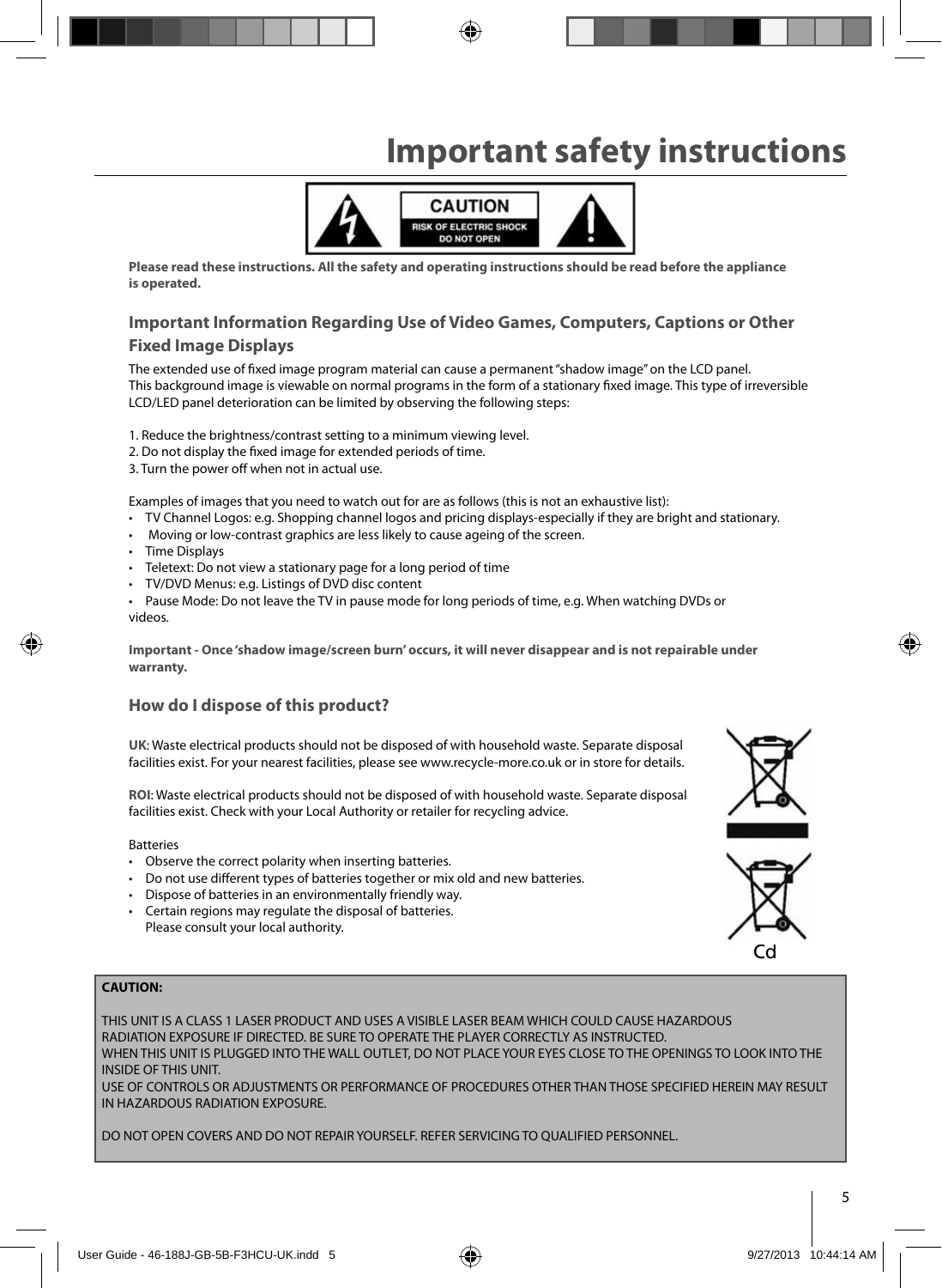# Important safety instructions

CAUTION
RISK OF ELECTRIC SHOCK
DO NOT OPEN

**Please read these instructions. All the safety and operating instructions should be read before the appliance is operated.**

## Important Information Regarding Use of Video Games, Computers, Captions or Other Fixed Image Displays

The extended use of fixed image program material can cause a permanent "shadow image" on the LCD panel. This background image is viewable on normal programs in the form of a stationary fixed image. This type of irreversible LCD/LED panel deterioration can be limited by observing the following steps:

1. Reduce the brightness/contrast setting to a minimum viewing level.
2. Do not display the fixed image for extended periods of time.
3. Turn the power off when not in actual use.

Examples of images that you need to watch out for are as follows (this is not an exhaustive list):

- TV Channel Logos: e.g. Shopping channel logos and pricing displays-especially if they are bright and stationary.
- Moving or low-contrast graphics are less likely to cause ageing of the screen.
- Time Displays
- Teletext: Do not view a stationary page for a long period of time
- TV/DVD Menus: e.g. Listings of DVD disc content
- Pause Mode: Do not leave the TV in pause mode for long periods of time, e.g. When watching DVDs or videos.

**Important - Once 'shadow image/screen burn' occurs, it will never disappear and is not repairable under warranty.**

## How do I dispose of this product?

**UK**: Waste electrical products should not be disposed of with household waste. Separate disposal facilities exist. For your nearest facilities, please see www.recycle-more.co.uk or in store for details.

**ROI**: Waste electrical products should not be disposed of with household waste. Separate disposal facilities exist. Check with your Local Authority or retailer for recycling advice.

Batteries

- Observe the correct polarity when inserting batteries.
- Do not use different types of batteries together or mix old and new batteries.
- Dispose of batteries in an environmentally friendly way.
- Certain regions may regulate the disposal of batteries.
  Please consult your local authority.

Cd

**CAUTION:**

THIS UNIT IS A CLASS 1 LASER PRODUCT AND USES A VISIBLE LASER BEAM WHICH COULD CAUSE HAZARDOUS RADIATION EXPOSURE IF DIRECTED. BE SURE TO OPERATE THE PLAYER CORRECTLY AS INSTRUCTED.
WHEN THIS UNIT IS PLUGGED INTO THE WALL OUTLET, DO NOT PLACE YOUR EYES CLOSE TO THE OPENINGS TO LOOK INTO THE INSIDE OF THIS UNIT.
USE OF CONTROLS OR ADJUSTMENTS OR PERFORMANCE OF PROCEDURES OTHER THAN THOSE SPECIFIED HEREIN MAY RESULT IN HAZARDOUS RADIATION EXPOSURE.

DO NOT OPEN COVERS AND DO NOT REPAIR YOURSELF. REFER SERVICING TO QUALIFIED PERSONNEL.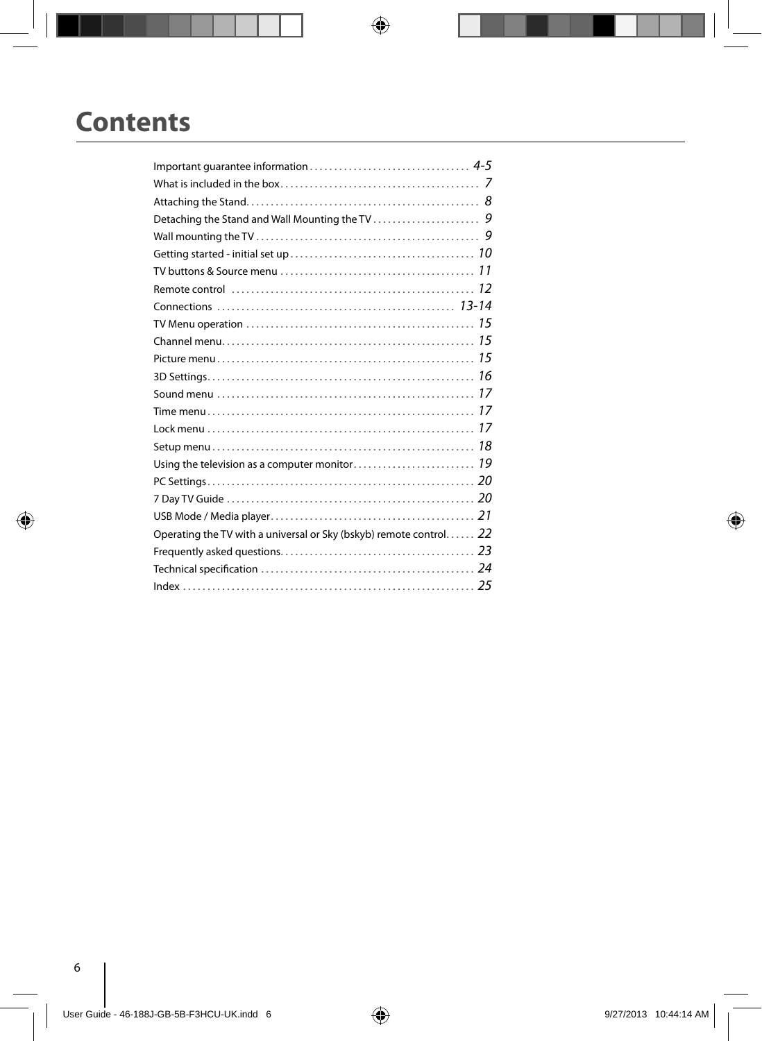# Contents

| | |
|---|---|
| Important guarantee information | 4-5 |
| What is included in the box | 7 |
| Attaching the Stand | 8 |
| Detaching the Stand and Wall Mounting the TV | 9 |
| Wall mounting the TV | 9 |
| Getting started - initial set up | 10 |
| TV buttons & Source menu | 11 |
| Remote control | 12 |
| Connections | 13-14 |
| TV Menu operation | 15 |
| Channel menu | 15 |
| Picture menu | 15 |
| 3D Settings | 16 |
| Sound menu | 17 |
| Time menu | 17 |
| Lock menu | 17 |
| Setup menu | 18 |
| Using the television as a computer monitor | 19 |
| PC Settings | 20 |
| 7 Day TV Guide | 20 |
| USB Mode / Media player | 21 |
| Operating the TV with a universal or Sky (bskyb) remote control | 22 |
| Frequently asked questions | 23 |
| Technical specification | 24 |
| Index | 25 |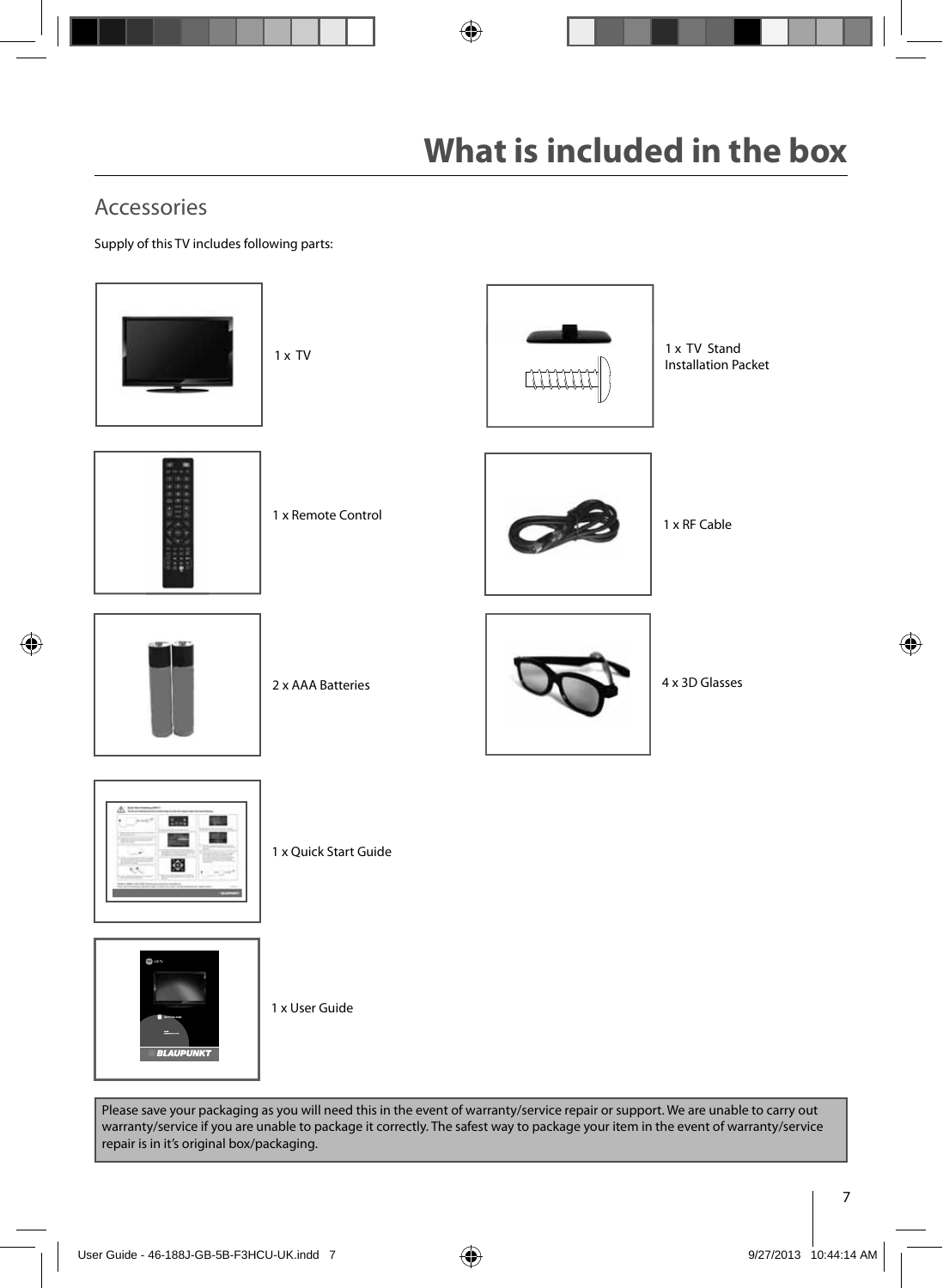# What is included in the box

## Accessories

Supply of this TV includes following parts:

- 1 x TV
- 1 x TV Stand Installation Packet
- 1 x Remote Control
- 1 x RF Cable
- 2 x AAA Batteries
- 4 x 3D Glasses
- 1 x Quick Start Guide
- 1 x User Guide

Please save your packaging as you will need this in the event of warranty/service repair or support. We are unable to carry out warranty/service if you are unable to package it correctly. The safest way to package your item in the event of warranty/service repair is in it's original box/packaging.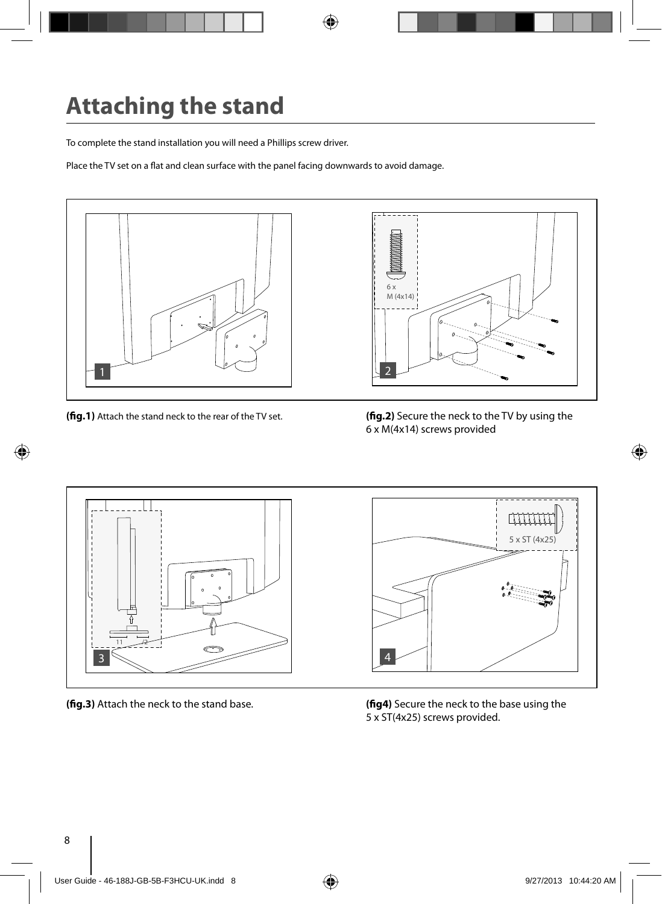# Attaching the stand

To complete the stand installation you will need a Phillips screw driver.

Place the TV set on a flat and clean surface with the panel facing downwards to avoid damage.

**(fig.1)** Attach the stand neck to the rear of the TV set.

**(fig.2)** Secure the neck to the TV by using the 6 x M(4x14) screws provided

**(fig.3)** Attach the neck to the stand base.

**(fig4)** Secure the neck to the base using the 5 x ST(4x25) screws provided.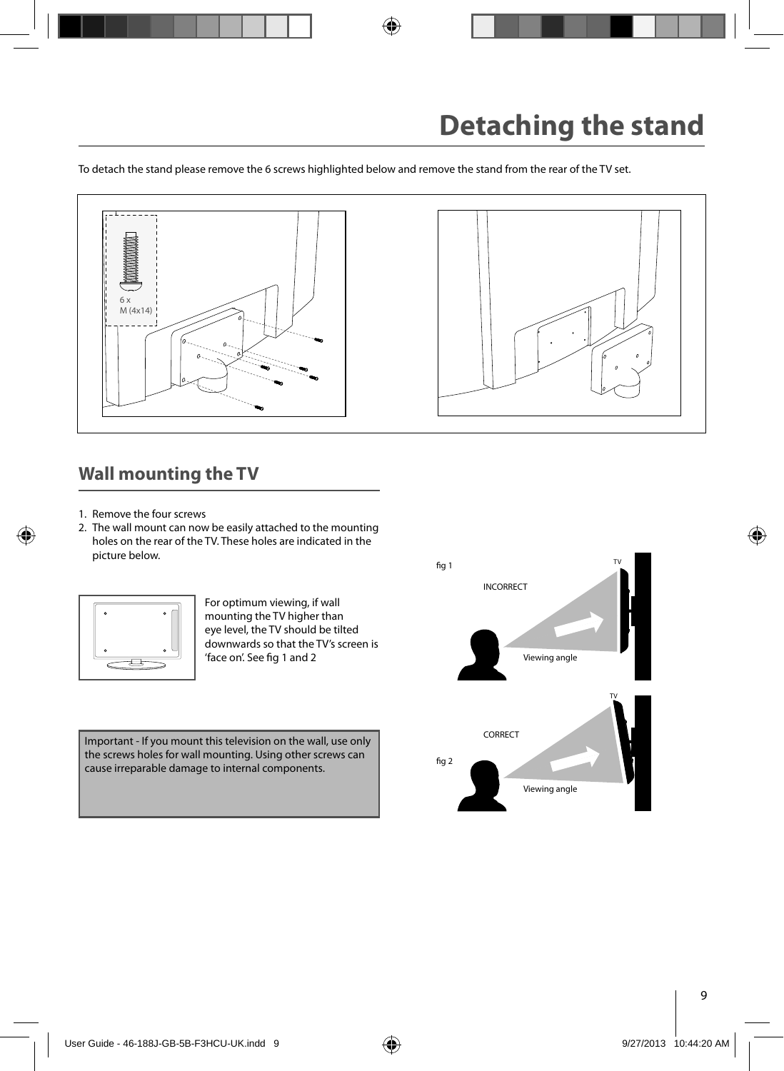# Detaching the stand

To detach the stand please remove the 6 screws highlighted below and remove the stand from the rear of the TV set.

6 x
M (4x14)

## Wall mounting the TV

1. Remove the four screws
2. The wall mount can now be easily attached to the mounting holes on the rear of the TV. These holes are indicated in the picture below.

For optimum viewing, if wall mounting the TV higher than eye level, the TV should be tilted downwards so that the TV's screen is 'face on'. See fig 1 and 2

Important - If you mount this television on the wall, use only the screws holes for wall mounting. Using other screws can cause irreparable damage to internal components.

fig 1

INCORRECT

TV

Viewing angle

fig 2

CORRECT

TV

Viewing angle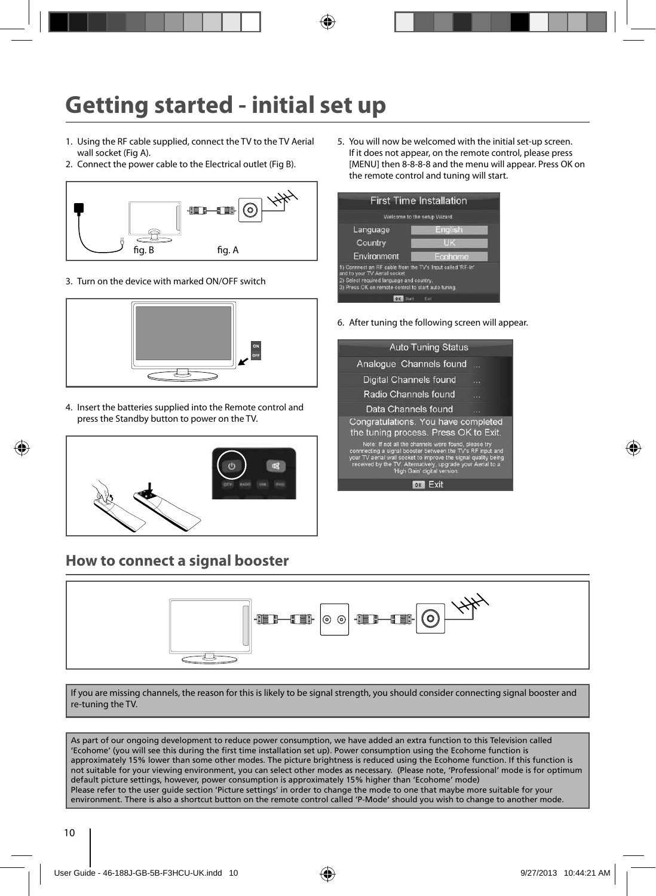# Getting started - initial set up

1. Using the RF cable supplied, connect the TV to the TV Aerial wall socket (Fig A).
2. Connect the power cable to the Electrical outlet (Fig B).

fig. B fig. A

3. Turn on the device with marked ON/OFF switch

4. Insert the batteries supplied into the Remote control and press the Standby button to power on the TV.

5. You will now be welcomed with the initial set-up screen. If it does not appear, on the remote control, please press [MENU] then 8-8-8-8 and the menu will appear. Press OK on the remote control and tuning will start.

6. After tuning the following screen will appear.

## How to connect a signal booster

If you are missing channels, the reason for this is likely to be signal strength, you should consider connecting signal booster and re-tuning the TV.

As part of our ongoing development to reduce power consumption, we have added an extra function to this Television called 'Ecohome' (you will see this during the first time installation set up). Power consumption using the Ecohome function is approximately 15% lower than some other modes. The picture brightness is reduced using the Ecohome function. If this function is not suitable for your viewing environment, you can select other modes as necessary. (Please note, 'Professional' mode is for optimum default picture settings, however, power consumption is approximately 15% higher than 'Ecohome' mode)
Please refer to the user guide section 'Picture settings' in order to change the mode to one that maybe more suitable for your environment. There is also a shortcut button on the remote control called 'P-Mode' should you wish to change to another mode.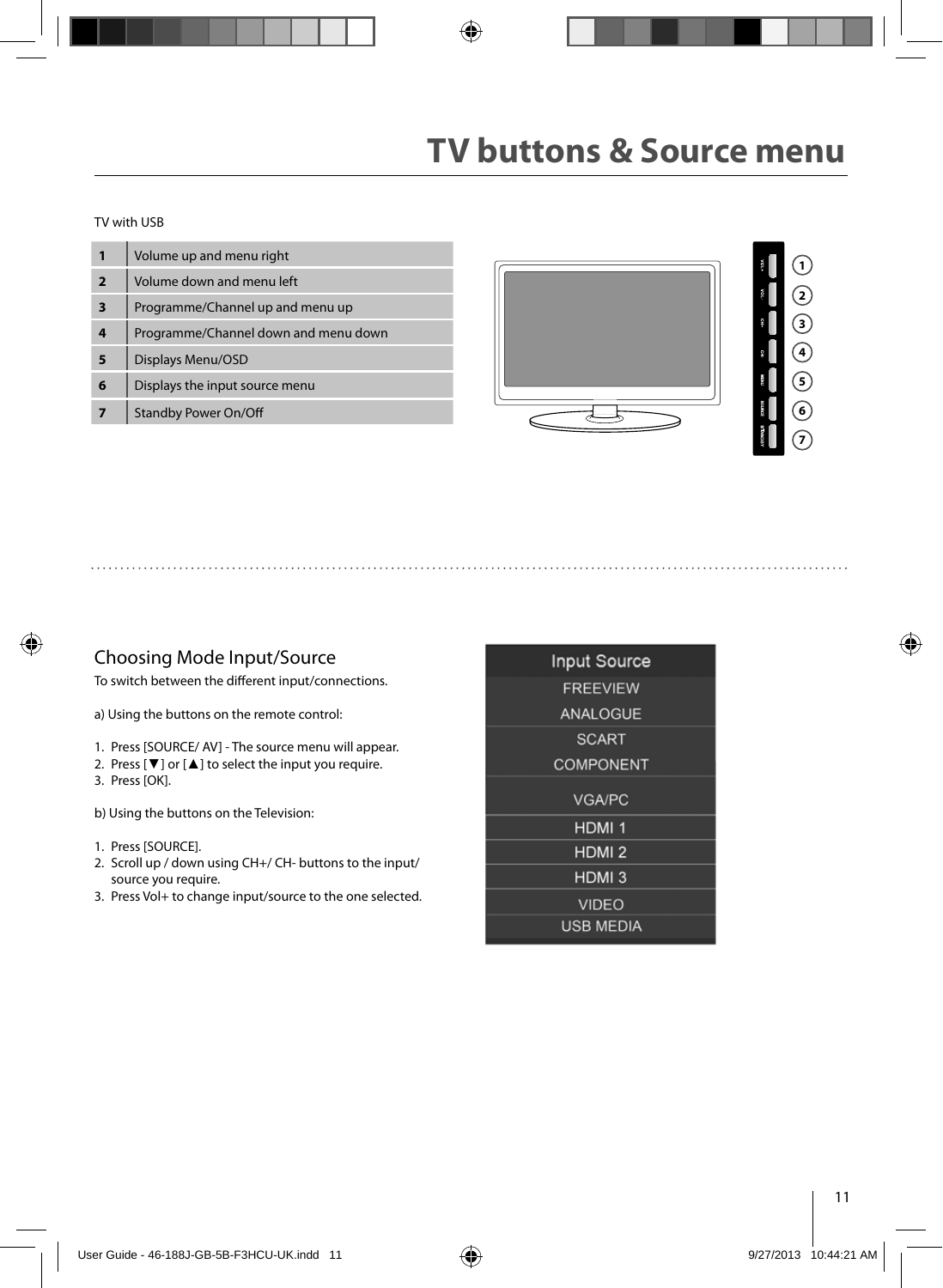# TV buttons & Source menu

TV with USB

| | |
|---|---|
| 1 | Volume up and menu right |
| 2 | Volume down and menu left |
| 3 | Programme/Channel up and menu up |
| 4 | Programme/Channel down and menu down |
| 5 | Displays Menu/OSD |
| 6 | Displays the input source menu |
| 7 | Standby Power On/Off |

## Choosing Mode Input/Source

To switch between the different input/connections.

a) Using the buttons on the remote control:

1. Press [SOURCE/ AV] - The source menu will appear.
2. Press [▼] or [▲] to select the input you require.
3. Press [OK].

b) Using the buttons on the Television:

1. Press [SOURCE].
2. Scroll up / down using CH+/ CH- buttons to the input/ source you require.
3. Press Vol+ to change input/source to the one selected.

Input Source

- FREEVIEW
- ANALOGUE
- SCART
- COMPONENT
- VGA/PC
- HDMI 1
- HDMI 2
- HDMI 3
- VIDEO
- USB MEDIA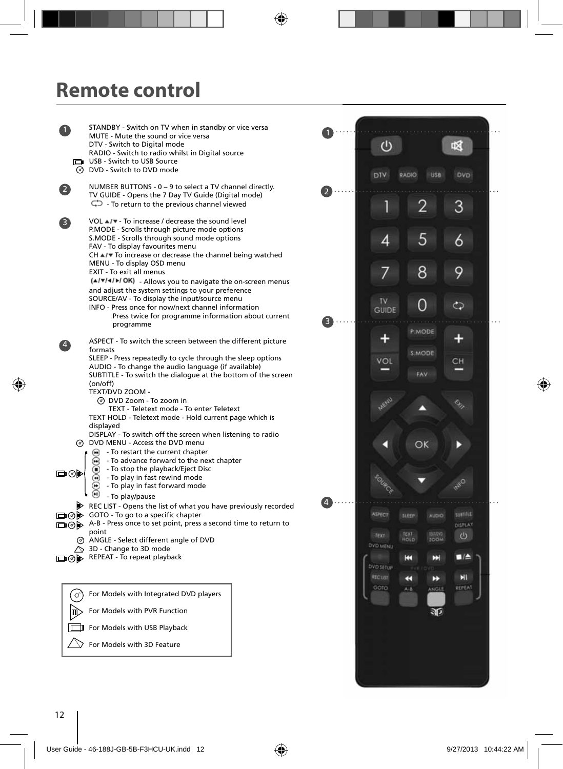# Remote control

**1**

STANDBY - Switch on TV when in standby or vice versa
MUTE - Mute the sound or vice versa
DTV - Switch to Digital mode
RADIO - Switch to radio whilst in Digital source
USB - Switch to USB Source
DVD - Switch to DVD mode

**2**

NUMBER BUTTONS - 0 – 9 to select a TV channel directly.
TV GUIDE - Opens the 7 Day TV Guide (Digital mode)
- To return to the previous channel viewed

**3**

VOL ▲/▼ - To increase / decrease the sound level
P.MODE - Scrolls through picture mode options
S.MODE - Scrolls through sound mode options
FAV - To display favourites menu
CH ▲/▼ To increase or decrease the channel being watched
MENU - To display OSD menu
EXIT - To exit all menus
(▲/▼/◄/►/ OK) - Allows you to navigate the on-screen menus and adjust the system settings to your preference
SOURCE/AV - To display the input/source menu
INFO - Press once for now/next channel information
Press twice for programme information about current programme

**4**

ASPECT - To switch the screen between the different picture formats
SLEEP - Press repeatedly to cycle through the sleep options
AUDIO - To change the audio language (if available)
SUBTITLE - To switch the dialogue at the bottom of the screen (on/off)
TEXT/DVD ZOOM -
DVD Zoom - To zoom in
TEXT - Teletext mode - To enter Teletext
TEXT HOLD - Teletext mode - Hold current page which is displayed
DISPLAY - To switch off the screen when listening to radio
DVD MENU - Access the DVD menu
- To restart the current chapter
- To advance forward to the next chapter
- To stop the playback/Eject Disc
- To play in fast rewind mode
- To play in fast forward mode
- To play/pause
REC LIST - Opens the list of what you have previously recorded
GOTO - To go to a specific chapter
A-B - Press once to set point, press a second time to return to point
ANGLE - Select different angle of DVD
3D - Change to 3D mode
REPEAT - To repeat playback

For Models with Integrated DVD players
For Models with PVR Function
For Models with USB Playback
For Models with 3D Feature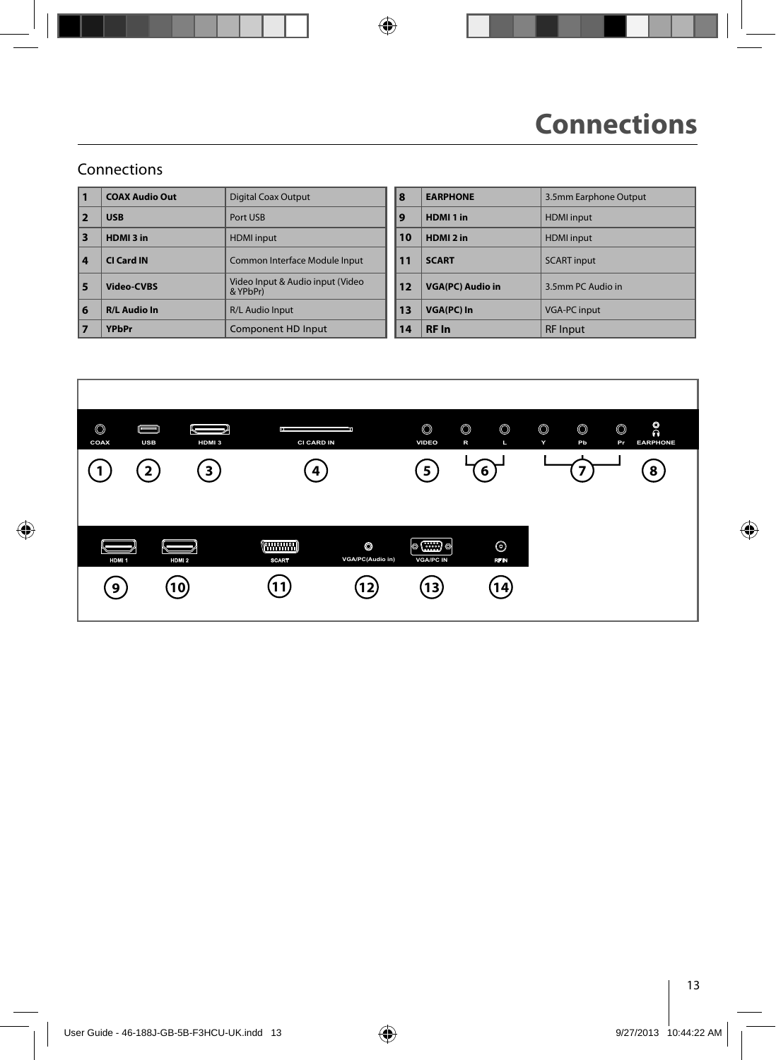# Connections

## Connections

| | | |
|---|---|---|
| 1 | **COAX Audio Out** | Digital Coax Output |
| 2 | **USB** | Port USB |
| 3 | **HDMI 3 in** | HDMI input |
| 4 | **CI Card IN** | Common Interface Module Input |
| 5 | **Video-CVBS** | Video Input & Audio input (Video & YPbPr) |
| 6 | **R/L Audio In** | R/L Audio Input |
| 7 | **YPbPr** | Component HD Input |

| | | |
|---|---|---|
| 8 | **EARPHONE** | 3.5mm Earphone Output |
| 9 | **HDMI 1 in** | HDMI input |
| 10 | **HDMI 2 in** | HDMI input |
| 11 | **SCART** | SCART input |
| 12 | **VGA(PC) Audio in** | 3.5mm PC Audio in |
| 13 | **VGA(PC) In** | VGA-PC input |
| 14 | **RF In** | RF Input |

COAX USB HDMI 3 CI CARD IN VIDEO R L Y Pb Pr EARPHONE

1 2 3 4 5 6 7 8

HDMI 1 HDMI 2 SCART VGA/PC(Audio in) VGA/PC IN RF IN

9 10 11 12 13 14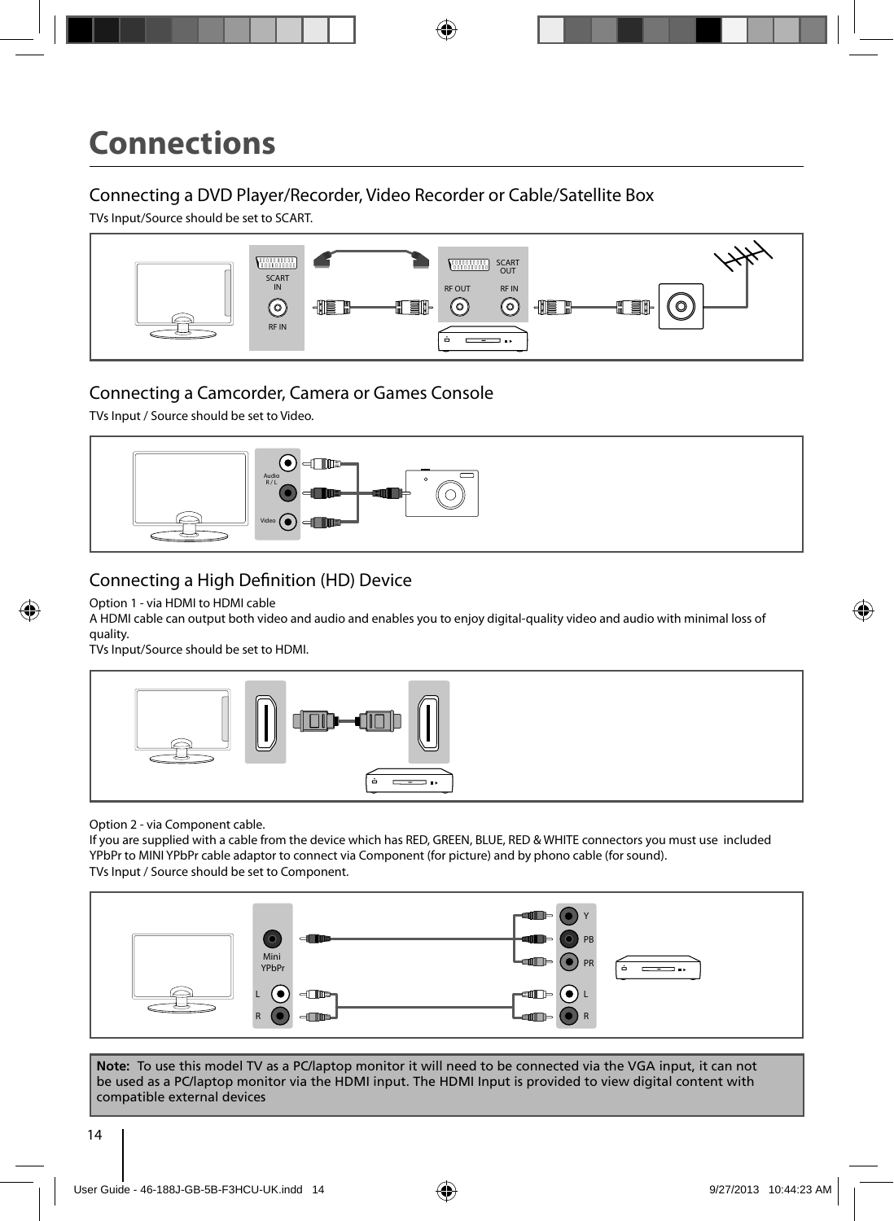# Connections

## Connecting a DVD Player/Recorder, Video Recorder or Cable/Satellite Box

TVs Input/Source should be set to SCART.

## Connecting a Camcorder, Camera or Games Console

TVs Input / Source should be set to Video.

## Connecting a High Definition (HD) Device

Option 1 - via HDMI to HDMI cable
A HDMI cable can output both video and audio and enables you to enjoy digital-quality video and audio with minimal loss of quality.
TVs Input/Source should be set to HDMI.

Option 2 - via Component cable.
If you are supplied with a cable from the device which has RED, GREEN, BLUE, RED & WHITE connectors you must use included YPbPr to MINI YPbPr cable adaptor to connect via Component (for picture) and by phono cable (for sound).
TVs Input / Source should be set to Component.

**Note:** To use this model TV as a PC/laptop monitor it will need to be connected via the VGA input, it can not be used as a PC/laptop monitor via the HDMI input. The HDMI Input is provided to view digital content with compatible external devices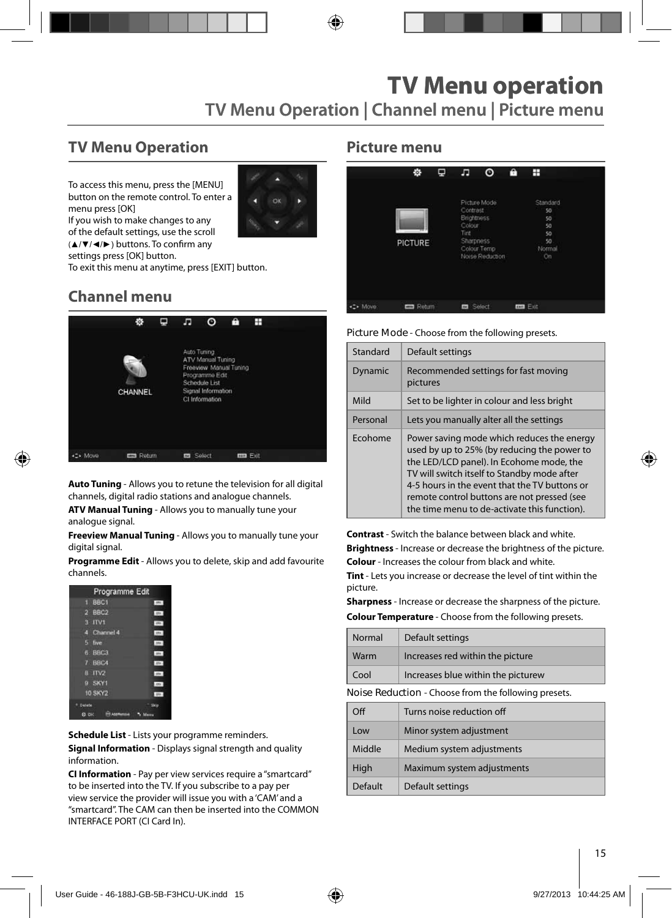# TV Menu operation

## TV Menu Operation | Channel menu | Picture menu

## TV Menu Operation

To access this menu, press the [MENU] button on the remote control. To enter a menu press [OK]

If you wish to make changes to any of the default settings, use the scroll (▲/▼/◄/►) buttons. To confirm any settings press [OK] button.

To exit this menu at anytime, press [EXIT] button.

## Channel menu

**Auto Tuning** - Allows you to retune the television for all digital channels, digital radio stations and analogue channels.

**ATV Manual Tuning** - Allows you to manually tune your analogue signal.

**Freeview Manual Tuning** - Allows you to manually tune your digital signal.

**Programme Edit** - Allows you to delete, skip and add favourite channels.

**Schedule List** - Lists your programme reminders.

**Signal Information** - Displays signal strength and quality information.

**CI Information** - Pay per view services require a "smartcard" to be inserted into the TV. If you subscribe to a pay per view service the provider will issue you with a 'CAM' and a "smartcard". The CAM can then be inserted into the COMMON INTERFACE PORT (CI Card In).

## Picture menu

Picture Mode - Choose from the following presets.

| | |
|---|---|
| Standard | Default settings |
| Dynamic | Recommended settings for fast moving pictures |
| Mild | Set to be lighter in colour and less bright |
| Personal | Lets you manually alter all the settings |
| Ecohome | Power saving mode which reduces the energy used by up to 25% (by reducing the power to the LED/LCD panel). In Ecohome mode, the TV will switch itself to Standby mode after 4-5 hours in the event that the TV buttons or remote control buttons are not pressed (see the time menu to de-activate this function). |

**Contrast** - Switch the balance between black and white.

**Brightness** - Increase or decrease the brightness of the picture.

**Colour** - Increases the colour from black and white.

**Tint** - Lets you increase or decrease the level of tint within the picture.

**Sharpness** - Increase or decrease the sharpness of the picture.

**Colour Temperature** - Choose from the following presets.

| | |
|---|---|
| Normal | Default settings |
| Warm | Increases red within the picture |
| Cool | Increases blue within the picturew |

Noise Reduction - Choose from the following presets.

| | |
|---|---|
| Off | Turns noise reduction off |
| Low | Minor system adjustment |
| Middle | Medium system adjustments |
| High | Maximum system adjustments |
| Default | Default settings |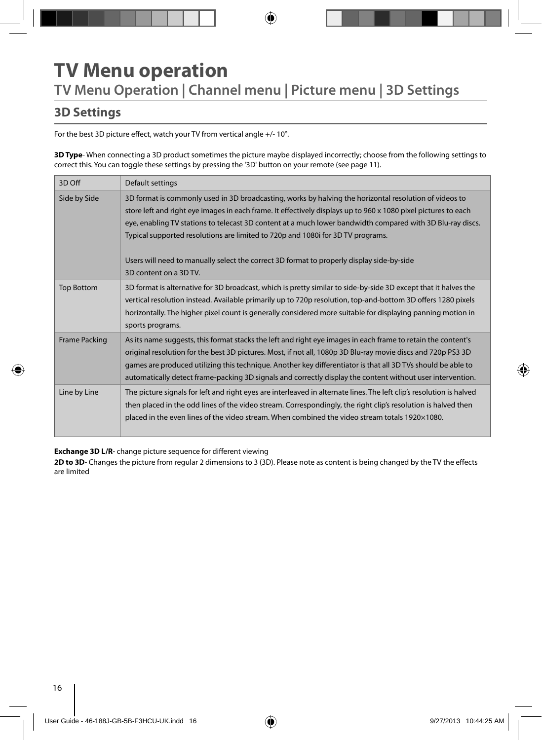# TV Menu operation

## TV Menu Operation | Channel menu | Picture menu | 3D Settings

### 3D Settings

For the best 3D picture effect, watch your TV from vertical angle +/- 10°.

**3D Type**- When connecting a 3D product sometimes the picture maybe displayed incorrectly; choose from the following settings to correct this. You can toggle these settings by pressing the '3D' button on your remote (see page 11).

| 3D Off | Default settings |
|---|---|
| Side by Side | 3D format is commonly used in 3D broadcasting, works by halving the horizontal resolution of videos to store left and right eye images in each frame. It effectively displays up to 960 x 1080 pixel pictures to each eye, enabling TV stations to telecast 3D content at a much lower bandwidth compared with 3D Blu-ray discs. Typical supported resolutions are limited to 720p and 1080i for 3D TV programs.<br><br>Users will need to manually select the correct 3D format to properly display side-by-side 3D content on a 3D TV. |
| Top Bottom | 3D format is alternative for 3D broadcast, which is pretty similar to side-by-side 3D except that it halves the vertical resolution instead. Available primarily up to 720p resolution, top-and-bottom 3D offers 1280 pixels horizontally. The higher pixel count is generally considered more suitable for displaying panning motion in sports programs. |
| Frame Packing | As its name suggests, this format stacks the left and right eye images in each frame to retain the content's original resolution for the best 3D pictures. Most, if not all, 1080p 3D Blu-ray movie discs and 720p PS3 3D games are produced utilizing this technique. Another key differentiator is that all 3D TVs should be able to automatically detect frame-packing 3D signals and correctly display the content without user intervention. |
| Line by Line | The picture signals for left and right eyes are interleaved in alternate lines. The left clip's resolution is halved then placed in the odd lines of the video stream. Correspondingly, the right clip's resolution is halved then placed in the even lines of the video stream. When combined the video stream totals 1920×1080. |

**Exchange 3D L/R**- change picture sequence for different viewing

**2D to 3D**- Changes the picture from regular 2 dimensions to 3 (3D). Please note as content is being changed by the TV the effects are limited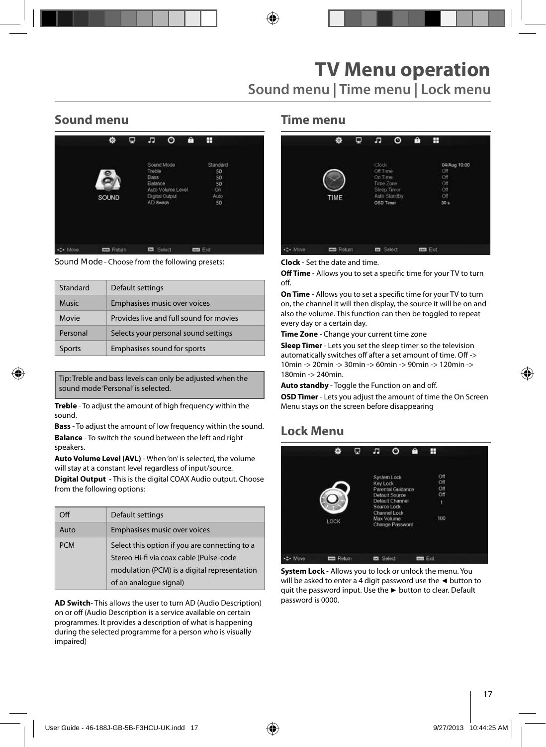# TV Menu operation

## Sound menu | Time menu | Lock menu

## Sound menu

Sound Mode - Choose from the following presets:

| Standard | Default settings |
|---|---|
| Music | Emphasises music over voices |
| Movie | Provides live and full sound for movies |
| Personal | Selects your personal sound settings |
| Sports | Emphasises sound for sports |

Tip: Treble and bass levels can only be adjusted when the sound mode 'Personal' is selected.

**Treble** - To adjust the amount of high frequency within the sound.

**Bass** - To adjust the amount of low frequency within the sound.

**Balance** - To switch the sound between the left and right speakers.

**Auto Volume Level (AVL)** - When 'on' is selected, the volume will stay at a constant level regardless of input/source.

**Digital Output** - This is the digital COAX Audio output. Choose from the following options:

| Off | Default settings |
|---|---|
| Auto | Emphasises music over voices |
| PCM | Select this option if you are connecting to a Stereo Hi-fi via coax cable (Pulse-code modulation (PCM) is a digital representation of an analogue signal) |

**AD Switch**- This allows the user to turn AD (Audio Description) on or off (Audio Description is a service available on certain programmes. It provides a description of what is happening during the selected programme for a person who is visually impaired)

## Time menu

**Clock** - Set the date and time.

**Off Time** - Allows you to set a specific time for your TV to turn off.

**On Time** - Allows you to set a specific time for your TV to turn on, the channel it will then display, the source it will be on and also the volume. This function can then be toggled to repeat every day or a certain day.

**Time Zone** - Change your current time zone

**Sleep Timer** - Lets you set the sleep timer so the television automatically switches off after a set amount of time. Off -> 10min -> 20min -> 30min -> 60min -> 90min -> 120min -> 180min -> 240min.

**Auto standby** - Toggle the Function on and off.

**OSD Timer** - Lets you adjust the amount of time the On Screen Menu stays on the screen before disappearing

## Lock Menu

**System Lock** - Allows you to lock or unlock the menu. You will be asked to enter a 4 digit password use the ◄ button to quit the password input. Use the ► button to clear. Default password is 0000.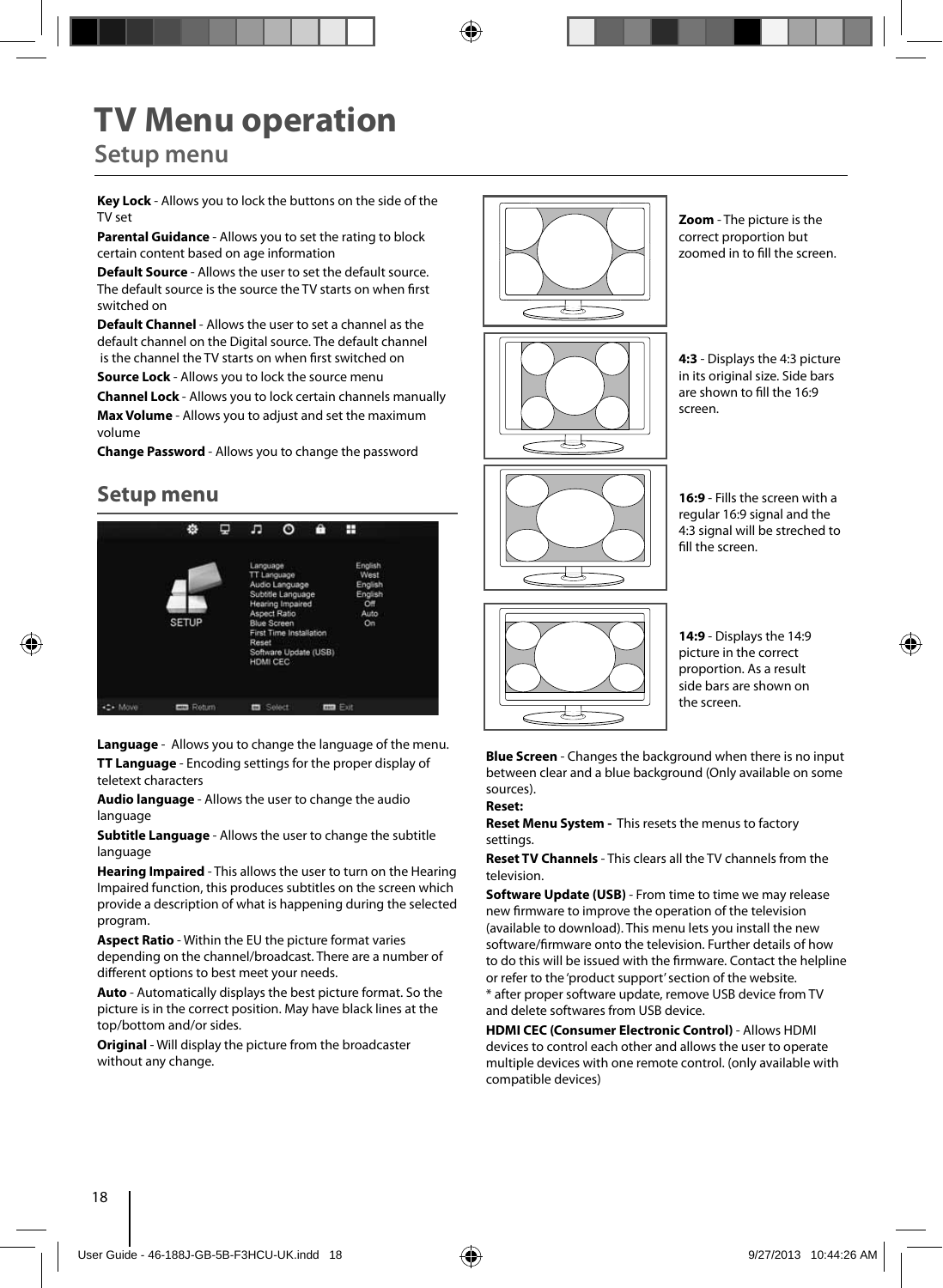# TV Menu operation

## Setup menu

**Key Lock** - Allows you to lock the buttons on the side of the TV set

**Parental Guidance** - Allows you to set the rating to block certain content based on age information

**Default Source** - Allows the user to set the default source. The default source is the source the TV starts on when first switched on

**Default Channel** - Allows the user to set a channel as the default channel on the Digital source. The default channel is the channel the TV starts on when first switched on

**Source Lock** - Allows you to lock the source menu

**Channel Lock** - Allows you to lock certain channels manually

**Max Volume** - Allows you to adjust and set the maximum volume

**Change Password** - Allows you to change the password

## Setup menu

**Language** - Allows you to change the language of the menu.

**TT Language** - Encoding settings for the proper display of teletext characters

**Audio language** - Allows the user to change the audio language

**Subtitle Language** - Allows the user to change the subtitle language

**Hearing Impaired** - This allows the user to turn on the Hearing Impaired function, this produces subtitles on the screen which provide a description of what is happening during the selected program.

**Aspect Ratio** - Within the EU the picture format varies depending on the channel/broadcast. There are a number of different options to best meet your needs.

**Auto** - Automatically displays the best picture format. So the picture is in the correct position. May have black lines at the top/bottom and/or sides.

**Original** - Will display the picture from the broadcaster without any change.

**Zoom** - The picture is the correct proportion but zoomed in to fill the screen.

**4:3** - Displays the 4:3 picture in its original size. Side bars are shown to fill the 16:9 screen.

**16:9** - Fills the screen with a regular 16:9 signal and the 4:3 signal will be streched to fill the screen.

**14:9** - Displays the 14:9 picture in the correct proportion. As a result side bars are shown on the screen.

**Blue Screen** - Changes the background when there is no input between clear and a blue background (Only available on some sources).

**Reset:**

**Reset Menu System -** This resets the menus to factory settings.

**Reset TV Channels** - This clears all the TV channels from the television.

**Software Update (USB)** - From time to time we may release new firmware to improve the operation of the television (available to download). This menu lets you install the new software/firmware onto the television. Further details of how to do this will be issued with the firmware. Contact the helpline or refer to the 'product support' section of the website.
* after proper software update, remove USB device from TV and delete softwares from USB device.

**HDMI CEC (Consumer Electronic Control)** - Allows HDMI devices to control each other and allows the user to operate multiple devices with one remote control. (only available with compatible devices)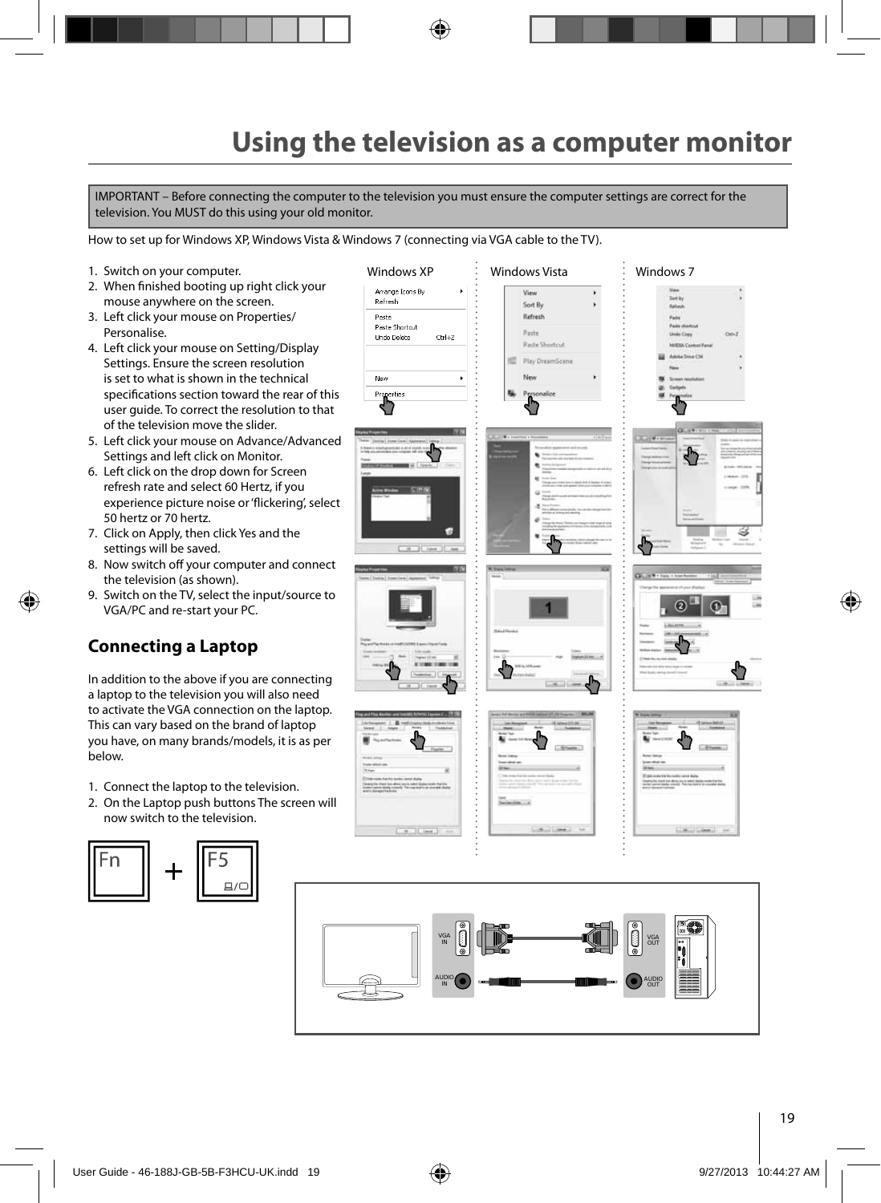# Using the television as a computer monitor

IMPORTANT – Before connecting the computer to the television you must ensure the computer settings are correct for the television. You MUST do this using your old monitor.

How to set up for Windows XP, Windows Vista & Windows 7 (connecting via VGA cable to the TV).

1. Switch on your computer.
2. When finished booting up right click your mouse anywhere on the screen.
3. Left click your mouse on Properties/ Personalise.
4. Left click your mouse on Setting/Display Settings. Ensure the screen resolution is set to what is shown in the technical specifications section toward the rear of this user guide. To correct the resolution to that of the television move the slider.
5. Left click your mouse on Advance/Advanced Settings and left click on Monitor.
6. Left click on the drop down for Screen refresh rate and select 60 Hertz, if you experience picture noise or 'flickering', select 50 hertz or 70 hertz.
7. Click on Apply, then click Yes and the settings will be saved.
8. Now switch off your computer and connect the television (as shown).
9. Switch on the TV, select the input/source to VGA/PC and re-start your PC.

Windows XP | Windows Vista | Windows 7

## Connecting a Laptop

In addition to the above if you are connecting a laptop to the television you will also need to activate the VGA connection on the laptop. This can vary based on the brand of laptop you have, on many brands/models, it is as per below.

1. Connect the laptop to the television.
2. On the Laptop push buttons The screen will now switch to the television.

Fn + F5

VGA IN | AUDIO IN | VGA OUT | AUDIO OUT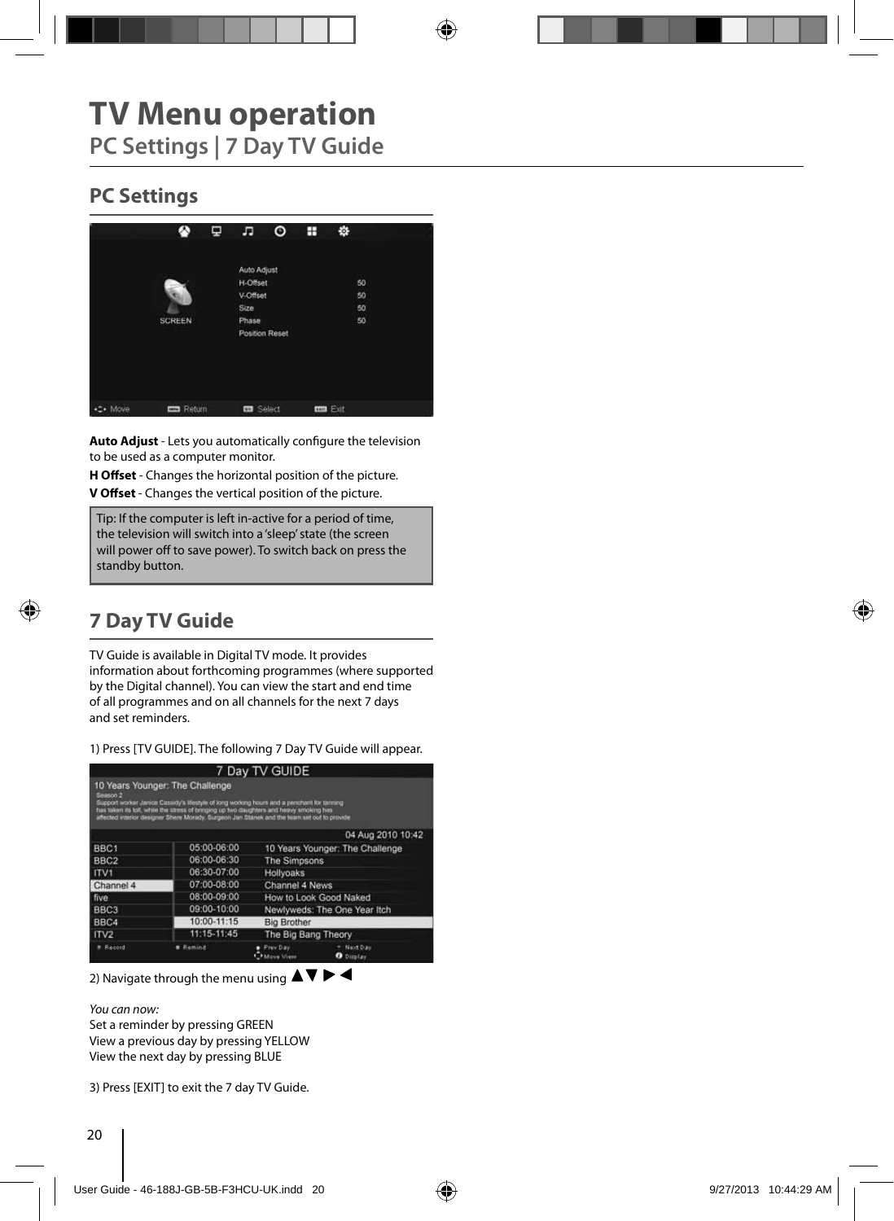# TV Menu operation

## PC Settings | 7 Day TV Guide

### PC Settings

**Auto Adjust** - Lets you automatically configure the television to be used as a computer monitor.

**H Offset** - Changes the horizontal position of the picture.

**V Offset** - Changes the vertical position of the picture.

Tip: If the computer is left in-active for a period of time, the television will switch into a 'sleep' state (the screen will power off to save power). To switch back on press the standby button.

### 7 Day TV Guide

TV Guide is available in Digital TV mode. It provides information about forthcoming programmes (where supported by the Digital channel). You can view the start and end time of all programmes and on all channels for the next 7 days and set reminders.

1) Press [TV GUIDE]. The following 7 Day TV Guide will appear.

2) Navigate through the menu using ▲▼ ▶ ◀

*You can now:*
Set a reminder by pressing GREEN
View a previous day by pressing YELLOW
View the next day by pressing BLUE

3) Press [EXIT] to exit the 7 day TV Guide.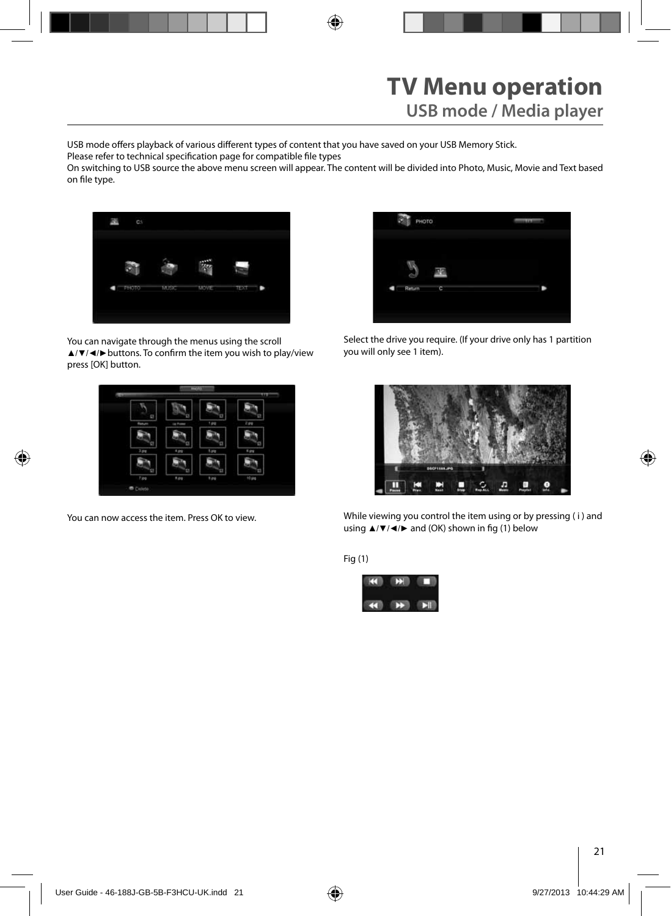# TV Menu operation

## USB mode / Media player

USB mode offers playback of various different types of content that you have saved on your USB Memory Stick.
Please refer to technical specification page for compatible file types
On switching to USB source the above menu screen will appear. The content will be divided into Photo, Music, Movie and Text based on file type.

You can navigate through the menus using the scroll ▲/▼/◄/►buttons. To confirm the item you wish to play/view press [OK] button.

Select the drive you require. (If your drive only has 1 partition you will only see 1 item).

You can now access the item. Press OK to view.

While viewing you control the item using or by pressing ( i ) and using ▲/▼/◄/► and (OK) shown in fig (1) below

Fig (1)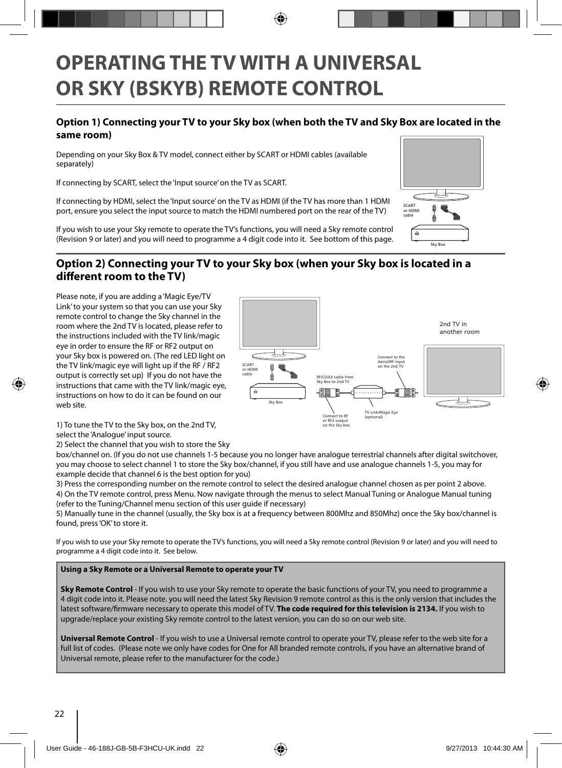# OPERATING THE TV WITH A UNIVERSAL OR SKY (BSKYB) REMOTE CONTROL

## Option 1) Connecting your TV to your Sky box (when both the TV and Sky Box are located in the same room)

Depending on your Sky Box & TV model, connect either by SCART or HDMI cables (available separately)

If connecting by SCART, select the 'Input source' on the TV as SCART.

If connecting by HDMI, select the 'Input source' on the TV as HDMI (if the TV has more than 1 HDMI port, ensure you select the input source to match the HDMI numbered port on the rear of the TV)

If you wish to use your Sky remote to operate the TV's functions, you will need a Sky remote control (Revision 9 or later) and you will need to programme a 4 digit code into it. See bottom of this page.

SCART or HDMI cable

Sky Box

## Option 2) Connecting your TV to your Sky box (when your Sky box is located in a different room to the TV)

Please note, if you are adding a 'Magic Eye/TV Link' to your system so that you can use your Sky remote control to change the Sky channel in the room where the 2nd TV is located, please refer to the instructions included with the TV link/magic eye in order to ensure the RF or RF2 output on your Sky box is powered on. (The red LED light on the TV link/magic eye will light up if the RF / RF2 output is correctly set up) If you do not have the instructions that came with the TV link/magic eye, instructions on how to do it can be found on our web site.

SCART or HDMI cable

Sky Box

RF/COAX cable from Sky Box to 2nd TV

Connect to RF or RF2 output on the Sky box

TV Link/Magic Eye (optional)

Connect to the Aerial/RF input on the 2nd TV

2nd TV in another room

1) To tune the TV to the Sky box, on the 2nd TV, select the 'Analogue' input source.
2) Select the channel that you wish to store the Sky box/channel on. (If you do not use channels 1-5 because you no longer have analogue terrestrial channels after digital switchover, you may choose to select channel 1 to store the Sky box/channel, if you still have and use analogue channels 1-5, you may for example decide that channel 6 is the best option for you)
3) Press the corresponding number on the remote control to select the desired analogue channel chosen as per point 2 above.
4) On the TV remote control, press Menu. Now navigate through the menus to select Manual Tuning or Analogue Manual tuning (refer to the Tuning/Channel menu section of this user guide if necessary)
5) Manually tune in the channel (usually, the Sky box is at a frequency between 800Mhz and 850Mhz) once the Sky box/channel is found, press 'OK' to store it.

If you wish to use your Sky remote to operate the TV's functions, you will need a Sky remote control (Revision 9 or later) and you will need to programme a 4 digit code into it. See below.

**Using a Sky Remote or a Universal Remote to operate your TV**

**Sky Remote Control** - If you wish to use your Sky remote to operate the basic functions of your TV, you need to programme a 4 digit code into it. Please note. you will need the latest Sky Revision 9 remote control as this is the only version that includes the latest software/firmware necessary to operate this model of TV. **The code required for this television is 2134.** If you wish to upgrade/replace your existing Sky remote control to the latest version, you can do so on our web site.

**Universal Remote Control** - If you wish to use a Universal remote control to operate your TV, please refer to the web site for a full list of codes. (Please note we only have codes for One for All branded remote controls, if you have an alternative brand of Universal remote, please refer to the manufacturer for the code.)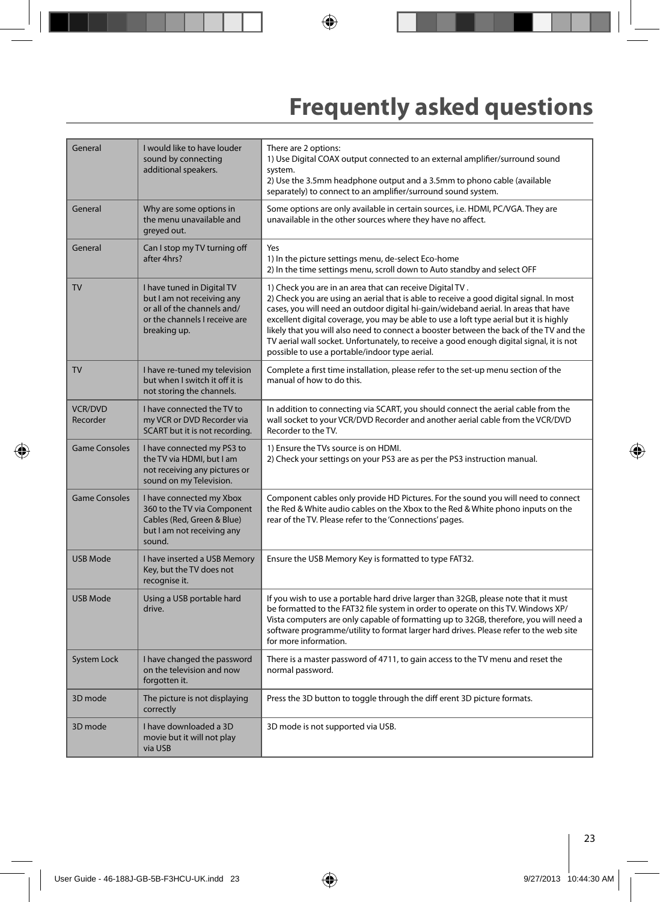# Frequently asked questions

| | | |
|---|---|---|
| General | I would like to have louder sound by connecting additional speakers. | There are 2 options:<br>1) Use Digital COAX output connected to an external amplifier/surround sound system.<br>2) Use the 3.5mm headphone output and a 3.5mm to phono cable (available separately) to connect to an amplifier/surround sound system. |
| General | Why are some options in the menu unavailable and greyed out. | Some options are only available in certain sources, i.e. HDMI, PC/VGA. They are unavailable in the other sources where they have no affect. |
| General | Can I stop my TV turning off after 4hrs? | Yes<br>1) In the picture settings menu, de-select Eco-home<br>2) In the time settings menu, scroll down to Auto standby and select OFF |
| TV | I have tuned in Digital TV but I am not receiving any or all of the channels and/ or the channels I receive are breaking up. | 1) Check you are in an area that can receive Digital TV .<br>2) Check you are using an aerial that is able to receive a good digital signal. In most cases, you will need an outdoor digital hi-gain/wideband aerial. In areas that have excellent digital coverage, you may be able to use a loft type aerial but it is highly likely that you will also need to connect a booster between the back of the TV and the TV aerial wall socket. Unfortunately, to receive a good enough digital signal, it is not possible to use a portable/indoor type aerial. |
| TV | I have re-tuned my television but when I switch it off it is not storing the channels. | Complete a first time installation, please refer to the set-up menu section of the manual of how to do this. |
| VCR/DVD Recorder | I have connected the TV to my VCR or DVD Recorder via SCART but it is not recording. | In addition to connecting via SCART, you should connect the aerial cable from the wall socket to your VCR/DVD Recorder and another aerial cable from the VCR/DVD Recorder to the TV. |
| Game Consoles | I have connected my PS3 to the TV via HDMI, but I am not receiving any pictures or sound on my Television. | 1) Ensure the TVs source is on HDMI.<br>2) Check your settings on your PS3 are as per the PS3 instruction manual. |
| Game Consoles | I have connected my Xbox 360 to the TV via Component Cables (Red, Green & Blue) but I am not receiving any sound. | Component cables only provide HD Pictures. For the sound you will need to connect the Red & White audio cables on the Xbox to the Red & White phono inputs on the rear of the TV. Please refer to the 'Connections' pages. |
| USB Mode | I have inserted a USB Memory Key, but the TV does not recognise it. | Ensure the USB Memory Key is formatted to type FAT32. |
| USB Mode | Using a USB portable hard drive. | If you wish to use a portable hard drive larger than 32GB, please note that it must be formatted to the FAT32 file system in order to operate on this TV. Windows XP/ Vista computers are only capable of formatting up to 32GB, therefore, you will need a software programme/utility to format larger hard drives. Please refer to the web site for more information. |
| System Lock | I have changed the password on the television and now forgotten it. | There is a master password of 4711, to gain access to the TV menu and reset the normal password. |
| 3D mode | The picture is not displaying correctly | Press the 3D button to toggle through the diff erent 3D picture formats. |
| 3D mode | I have downloaded a 3D movie but it will not play via USB | 3D mode is not supported via USB. |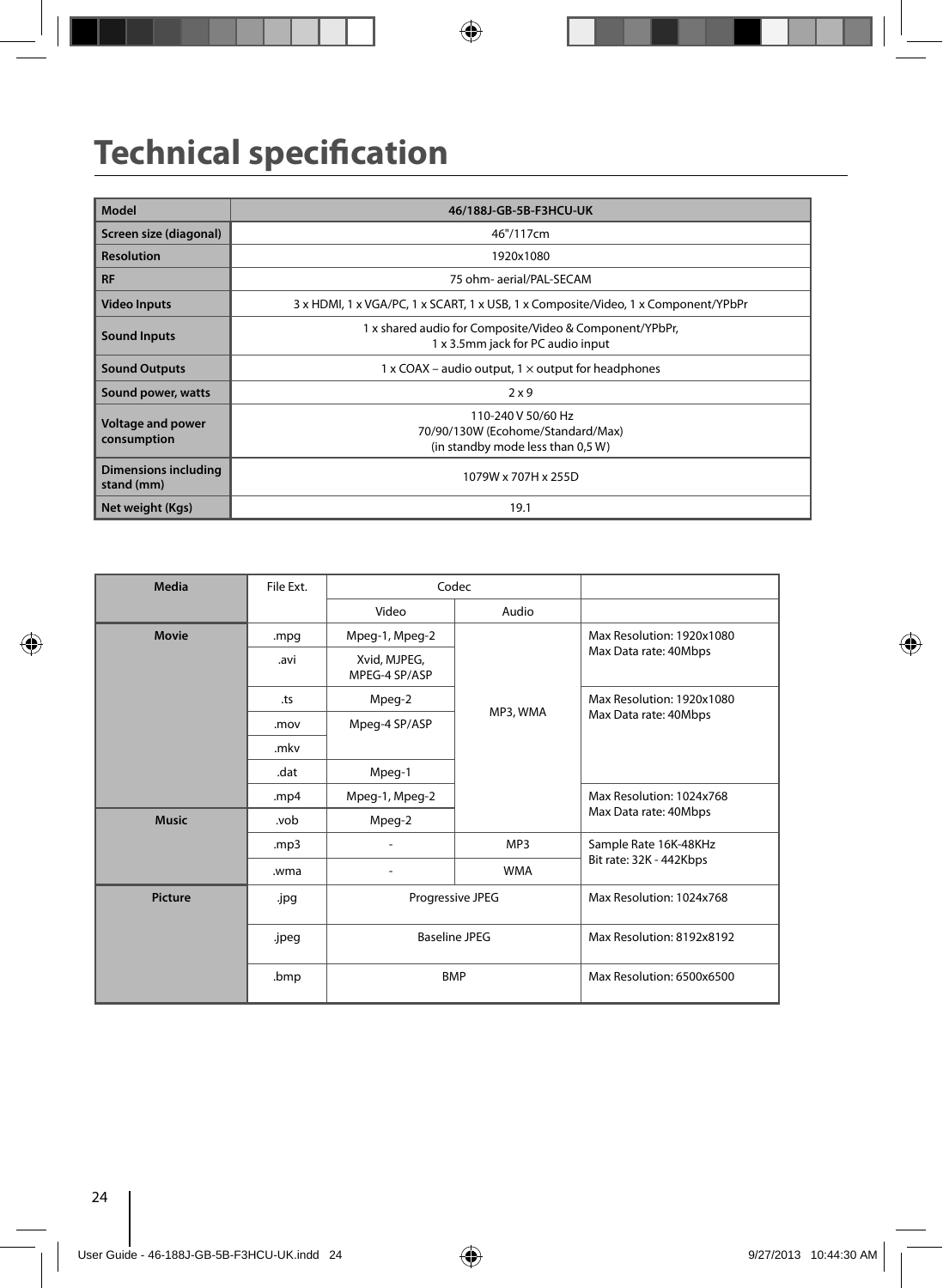# Technical specification

| Model | 46/188J-GB-5B-F3HCU-UK |
|---|---|
| Screen size (diagonal) | 46"/117cm |
| Resolution | 1920x1080 |
| RF | 75 ohm- aerial/PAL-SECAM |
| Video Inputs | 3 x HDMI, 1 x VGA/PC, 1 x SCART, 1 x USB, 1 x Composite/Video, 1 x Component/YPbPr |
| Sound Inputs | 1 x shared audio for Composite/Video & Component/YPbPr,<br>1 x 3.5mm jack for PC audio input |
| Sound Outputs | 1 x COAX – audio output, 1 × output for headphones |
| Sound power, watts | 2 x 9 |
| Voltage and power consumption | 110-240 V 50/60 Hz<br>70/90/130W (Ecohome/Standard/Max)<br>(in standby mode less than 0,5 W) |
| Dimensions including stand (mm) | 1079W x 707H x 255D |
| Net weight (Kgs) | 19.1 |

| Media | File Ext. | Codec | | |
|---|---|---|---|---|
| | | Video | Audio | |
| Movie | .mpg | Mpeg-1, Mpeg-2 | MP3, WMA | Max Resolution: 1920x1080<br>Max Data rate: 40Mbps |
| | .avi | Xvid, MJPEG, MPEG-4 SP/ASP | | |
| | .ts | Mpeg-2 | | Max Resolution: 1920x1080<br>Max Data rate: 40Mbps |
| | .mov | Mpeg-4 SP/ASP | | |
| | .mkv | | | |
| | .dat | Mpeg-1 | | |
| | .mp4 | Mpeg-1, Mpeg-2 | | Max Resolution: 1024x768<br>Max Data rate: 40Mbps |
| Music | .vob | Mpeg-2 | | |
| | .mp3 | - | MP3 | Sample Rate 16K-48KHz<br>Bit rate: 32K - 442Kbps |
| | .wma | - | WMA | |
| Picture | .jpg | Progressive JPEG | | Max Resolution: 1024x768 |
| | .jpeg | Baseline JPEG | | Max Resolution: 8192x8192 |
| | .bmp | BMP | | Max Resolution: 6500x6500 |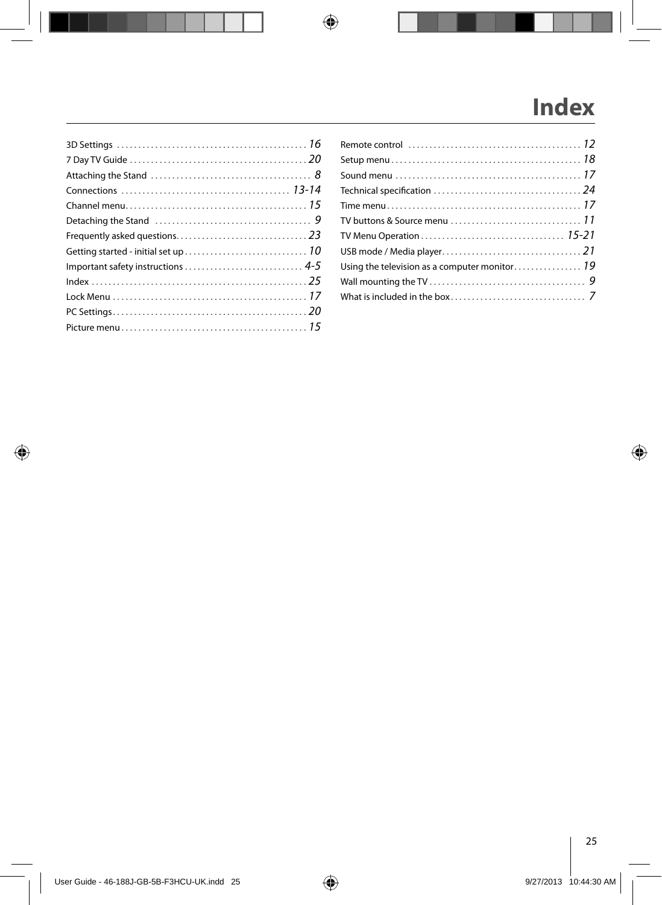# Index

3D Settings ............................................. 16
7 Day TV Guide ........................................... 20
Attaching the Stand ...................................... 8
Connections ........................................ 13-14
Channel menu........................................... 15
Detaching the Stand ..................................... 9
Frequently asked questions............................... 23
Getting started - initial set up............................ 10
Important safety instructions ............................ 4-5
Index ................................................... 25
Lock Menu .............................................. 17
PC Settings.............................................. 20
Picture menu............................................ 15
Remote control ......................................... 12
Setup menu............................................. 18
Sound menu ............................................ 17
Technical specification ................................... 24
Time menu.............................................. 17
TV buttons & Source menu .............................. 11
TV Menu Operation ................................. 15-21
USB mode / Media player................................ 21
Using the television as a computer monitor................ 19
Wall mounting the TV ..................................... 9
What is included in the box................................ 7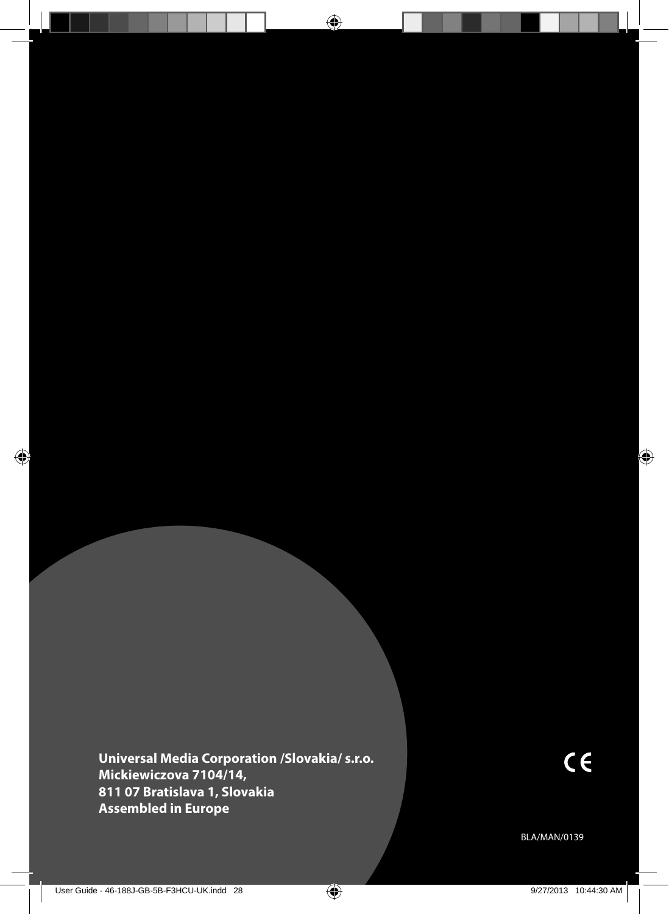**Universal Media Corporation /Slovakia/ s.r.o.**
**Mickiewiczova 7104/14,**
**811 07 Bratislava 1, Slovakia**
**Assembled in Europe**

CE

BLA/MAN/0139